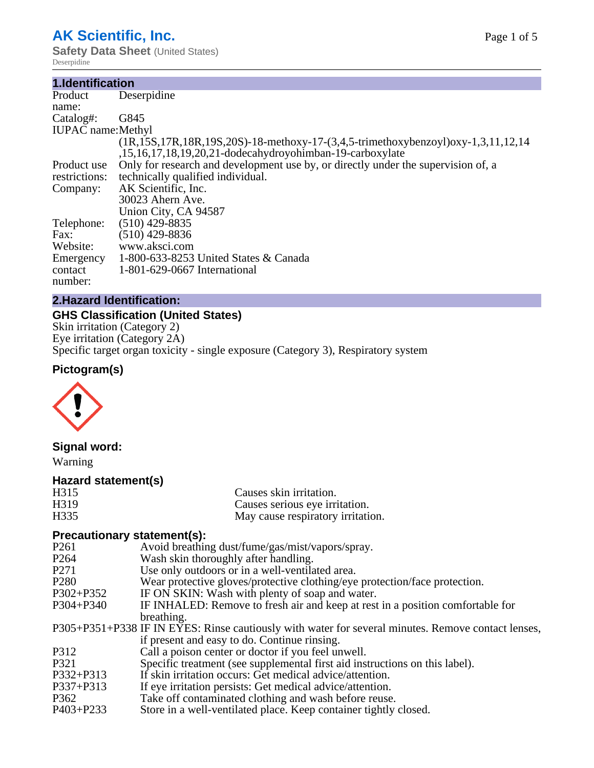# AK Scientific, Inc.

**Safety Data Sheet** (United States)

Deserpidine

## 1.Identification

| | |
|---|---|
| Product name: | Deserpidine |
| Catalog#: | G845 |
| IUPAC name: | Methyl (1R,15S,17R,18R,19S,20S)-18-methoxy-17-(3,4,5-trimethoxybenzoyl)oxy-1,3,11,12,14,15,16,17,18,19,20,21-dodecahydroyohimban-19-carboxylate |
| Product use restrictions: | Only for research and development use by, or directly under the supervision of, a technically qualified individual. |
| Company: | AK Scientific, Inc.<br>30023 Ahern Ave.<br>Union City, CA 94587 |
| Telephone: | (510) 429-8835 |
| Fax: | (510) 429-8836 |
| Website: | www.aksci.com |
| Emergency contact number: | 1-800-633-8253 United States & Canada<br>1-801-629-0667 International |

## 2.Hazard Identification:

### GHS Classification (United States)

Skin irritation (Category 2)
Eye irritation (Category 2A)
Specific target organ toxicity - single exposure (Category 3), Respiratory system

### Pictogram(s)

### Signal word:

Warning

### Hazard statement(s)

| | |
|---|---|
| H315 | Causes skin irritation. |
| H319 | Causes serious eye irritation. |
| H335 | May cause respiratory irritation. |

### Precautionary statement(s):

| | |
|---|---|
| P261 | Avoid breathing dust/fume/gas/mist/vapors/spray. |
| P264 | Wash skin thoroughly after handling. |
| P271 | Use only outdoors or in a well-ventilated area. |
| P280 | Wear protective gloves/protective clothing/eye protection/face protection. |
| P302+P352 | IF ON SKIN: Wash with plenty of soap and water. |
| P304+P340 | IF INHALED: Remove to fresh air and keep at rest in a position comfortable for breathing. |
| P305+P351+P338 | IF IN EYES: Rinse cautiously with water for several minutes. Remove contact lenses, if present and easy to do. Continue rinsing. |
| P312 | Call a poison center or doctor if you feel unwell. |
| P321 | Specific treatment (see supplemental first aid instructions on this label). |
| P332+P313 | If skin irritation occurs: Get medical advice/attention. |
| P337+P313 | If eye irritation persists: Get medical advice/attention. |
| P362 | Take off contaminated clothing and wash before reuse. |
| P403+P233 | Store in a well-ventilated place. Keep container tightly closed. |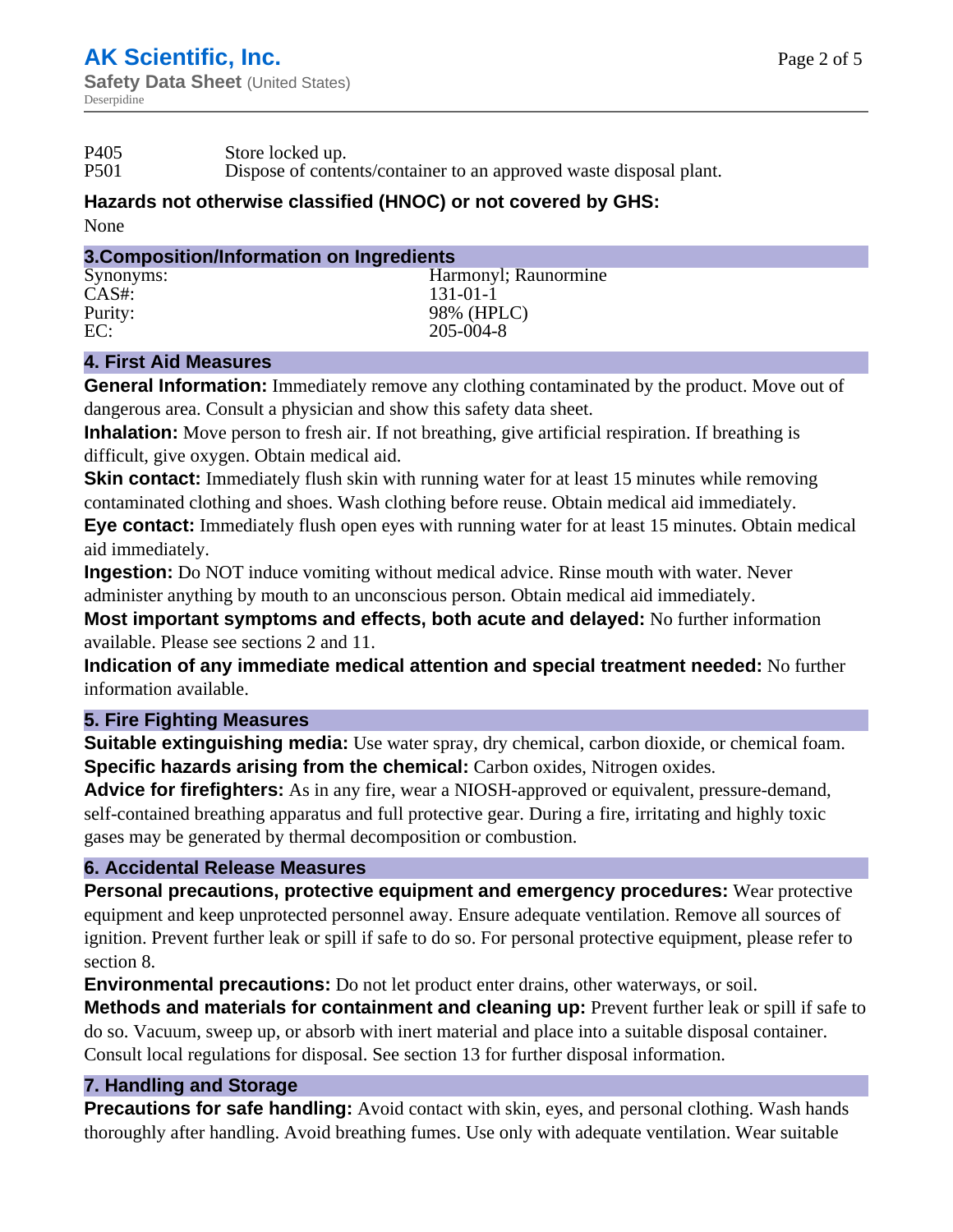P405 Store locked up.
P501 Dispose of contents/container to an approved waste disposal plant.

**Hazards not otherwise classified (HNOC) or not covered by GHS:**

None

## 3.Composition/Information on Ingredients

| | |
|---|---|
| Synonyms: | Harmonyl; Raunormine |
| CAS#: | 131-01-1 |
| Purity: | 98% (HPLC) |
| EC: | 205-004-8 |

## 4. First Aid Measures

**General Information:** Immediately remove any clothing contaminated by the product. Move out of dangerous area. Consult a physician and show this safety data sheet.

**Inhalation:** Move person to fresh air. If not breathing, give artificial respiration. If breathing is difficult, give oxygen. Obtain medical aid.

**Skin contact:** Immediately flush skin with running water for at least 15 minutes while removing contaminated clothing and shoes. Wash clothing before reuse. Obtain medical aid immediately.

**Eye contact:** Immediately flush open eyes with running water for at least 15 minutes. Obtain medical aid immediately.

**Ingestion:** Do NOT induce vomiting without medical advice. Rinse mouth with water. Never administer anything by mouth to an unconscious person. Obtain medical aid immediately.

**Most important symptoms and effects, both acute and delayed:** No further information available. Please see sections 2 and 11.

**Indication of any immediate medical attention and special treatment needed:** No further information available.

## 5. Fire Fighting Measures

**Suitable extinguishing media:** Use water spray, dry chemical, carbon dioxide, or chemical foam.

**Specific hazards arising from the chemical:** Carbon oxides, Nitrogen oxides.

**Advice for firefighters:** As in any fire, wear a NIOSH-approved or equivalent, pressure-demand, self-contained breathing apparatus and full protective gear. During a fire, irritating and highly toxic gases may be generated by thermal decomposition or combustion.

## 6. Accidental Release Measures

**Personal precautions, protective equipment and emergency procedures:** Wear protective equipment and keep unprotected personnel away. Ensure adequate ventilation. Remove all sources of ignition. Prevent further leak or spill if safe to do so. For personal protective equipment, please refer to section 8.

**Environmental precautions:** Do not let product enter drains, other waterways, or soil.

**Methods and materials for containment and cleaning up:** Prevent further leak or spill if safe to do so. Vacuum, sweep up, or absorb with inert material and place into a suitable disposal container. Consult local regulations for disposal. See section 13 for further disposal information.

## 7. Handling and Storage

**Precautions for safe handling:** Avoid contact with skin, eyes, and personal clothing. Wash hands thoroughly after handling. Avoid breathing fumes. Use only with adequate ventilation. Wear suitable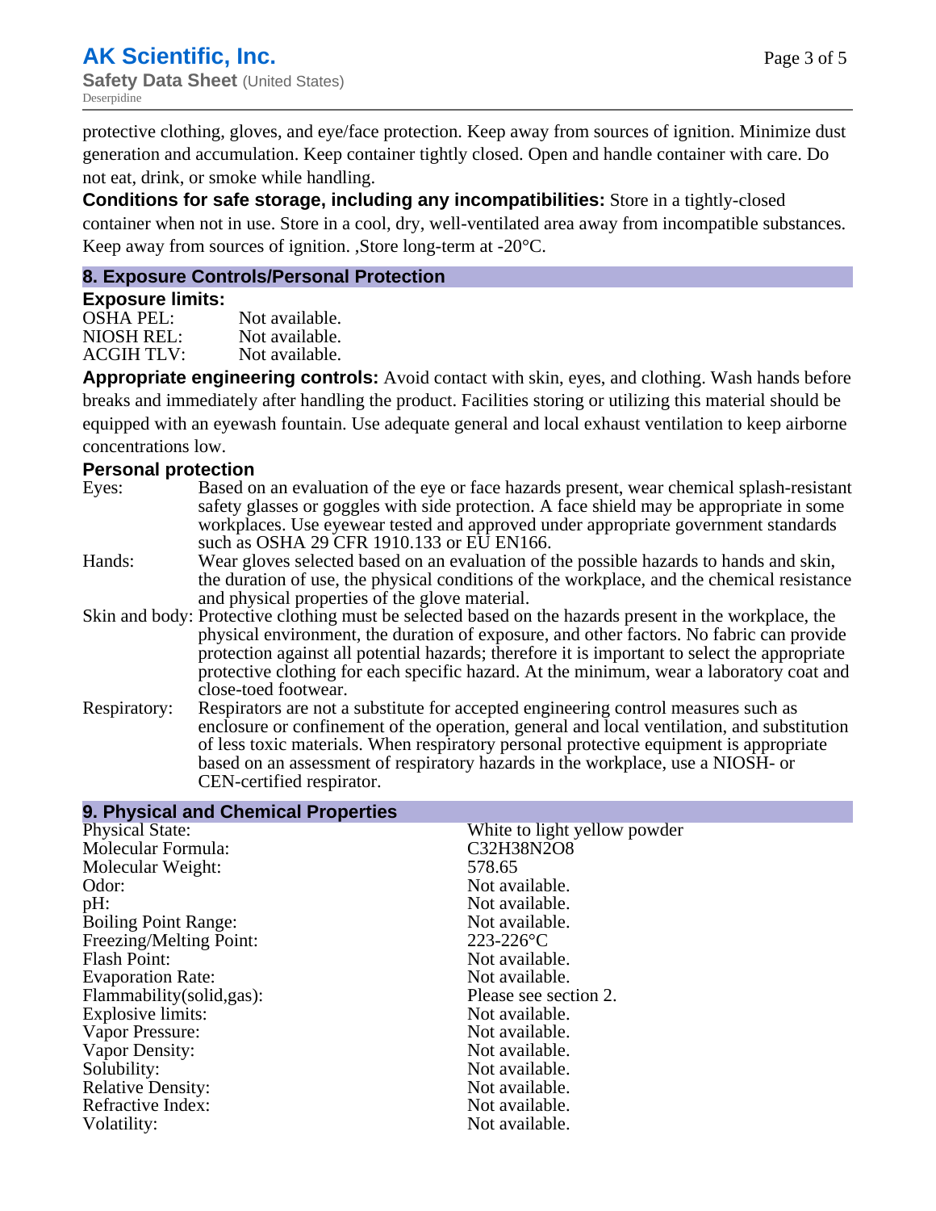protective clothing, gloves, and eye/face protection. Keep away from sources of ignition. Minimize dust generation and accumulation. Keep container tightly closed. Open and handle container with care. Do not eat, drink, or smoke while handling.

**Conditions for safe storage, including any incompatibilities:** Store in a tightly-closed container when not in use. Store in a cool, dry, well-ventilated area away from incompatible substances. Keep away from sources of ignition. ,Store long-term at -20°C.

## 8. Exposure Controls/Personal Protection

### Exposure limits:

| | |
|---|---|
| OSHA PEL: | Not available. |
| NIOSH REL: | Not available. |
| ACGIH TLV: | Not available. |

**Appropriate engineering controls:** Avoid contact with skin, eyes, and clothing. Wash hands before breaks and immediately after handling the product. Facilities storing or utilizing this material should be equipped with an eyewash fountain. Use adequate general and local exhaust ventilation to keep airborne concentrations low.

### Personal protection

| | |
|---|---|
| Eyes: | Based on an evaluation of the eye or face hazards present, wear chemical splash-resistant safety glasses or goggles with side protection. A face shield may be appropriate in some workplaces. Use eyewear tested and approved under appropriate government standards such as OSHA 29 CFR 1910.133 or EU EN166. |
| Hands: | Wear gloves selected based on an evaluation of the possible hazards to hands and skin, the duration of use, the physical conditions of the workplace, and the chemical resistance and physical properties of the glove material. |
| Skin and body: | Protective clothing must be selected based on the hazards present in the workplace, the physical environment, the duration of exposure, and other factors. No fabric can provide protection against all potential hazards; therefore it is important to select the appropriate protective clothing for each specific hazard. At the minimum, wear a laboratory coat and close-toed footwear. |
| Respiratory: | Respirators are not a substitute for accepted engineering control measures such as enclosure or confinement of the operation, general and local ventilation, and substitution of less toxic materials. When respiratory personal protective equipment is appropriate based on an assessment of respiratory hazards in the workplace, use a NIOSH- or CEN-certified respirator. |

## 9. Physical and Chemical Properties

| | |
|---|---|
| Physical State: | White to light yellow powder |
| Molecular Formula: | C32H38N2O8 |
| Molecular Weight: | 578.65 |
| Odor: | Not available. |
| pH: | Not available. |
| Boiling Point Range: | Not available. |
| Freezing/Melting Point: | 223-226°C |
| Flash Point: | Not available. |
| Evaporation Rate: | Not available. |
| Flammability(solid,gas): | Please see section 2. |
| Explosive limits: | Not available. |
| Vapor Pressure: | Not available. |
| Vapor Density: | Not available. |
| Solubility: | Not available. |
| Relative Density: | Not available. |
| Refractive Index: | Not available. |
| Volatility: | Not available. |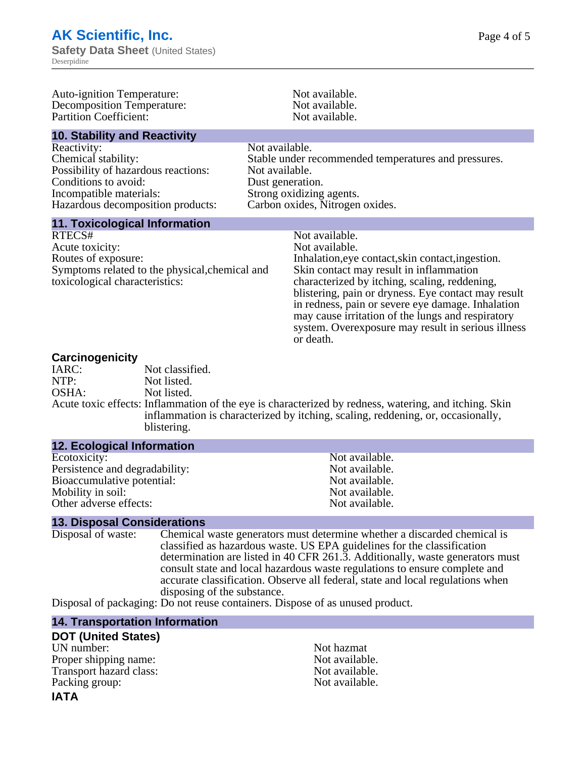| | |
|---|---|
| Auto-ignition Temperature: | Not available. |
| Decomposition Temperature: | Not available. |
| Partition Coefficient: | Not available. |

## 10. Stability and Reactivity

| | |
|---|---|
| Reactivity: | Not available. |
| Chemical stability: | Stable under recommended temperatures and pressures. |
| Possibility of hazardous reactions: | Not available. |
| Conditions to avoid: | Dust generation. |
| Incompatible materials: | Strong oxidizing agents. |
| Hazardous decomposition products: | Carbon oxides, Nitrogen oxides. |

## 11. Toxicological Information

| | |
|---|---|
| RTECS# | Not available. |
| Acute toxicity: | Not available. |
| Routes of exposure: | Inhalation,eye contact,skin contact,ingestion. |
| Symptoms related to the physical,chemical and toxicological characteristics: | Skin contact may result in inflammation characterized by itching, scaling, reddening, blistering, pain or dryness. Eye contact may result in redness, pain or severe eye damage. Inhalation may cause irritation of the lungs and respiratory system. Overexposure may result in serious illness or death. |

### Carcinogenicity

| | |
|---|---|
| IARC: | Not classified. |
| NTP: | Not listed. |
| OSHA: | Not listed. |
| Acute toxic effects: | Inflammation of the eye is characterized by redness, watering, and itching. Skin inflammation is characterized by itching, scaling, reddening, or, occasionally, blistering. |

## 12. Ecological Information

| | |
|---|---|
| Ecotoxicity: | Not available. |
| Persistence and degradability: | Not available. |
| Bioaccumulative potential: | Not available. |
| Mobility in soil: | Not available. |
| Other adverse effects: | Not available. |

## 13. Disposal Considerations

| | |
|---|---|
| Disposal of waste: | Chemical waste generators must determine whether a discarded chemical is classified as hazardous waste. US EPA guidelines for the classification determination are listed in 40 CFR 261.3. Additionally, waste generators must consult state and local hazardous waste regulations to ensure complete and accurate classification. Observe all federal, state and local regulations when disposing of the substance. |
| Disposal of packaging: | Do not reuse containers. Dispose of as unused product. |

## 14. Transportation Information

### DOT (United States)

| | |
|---|---|
| UN number: | Not hazmat |
| Proper shipping name: | Not available. |
| Transport hazard class: | Not available. |
| Packing group: | Not available. |

### IATA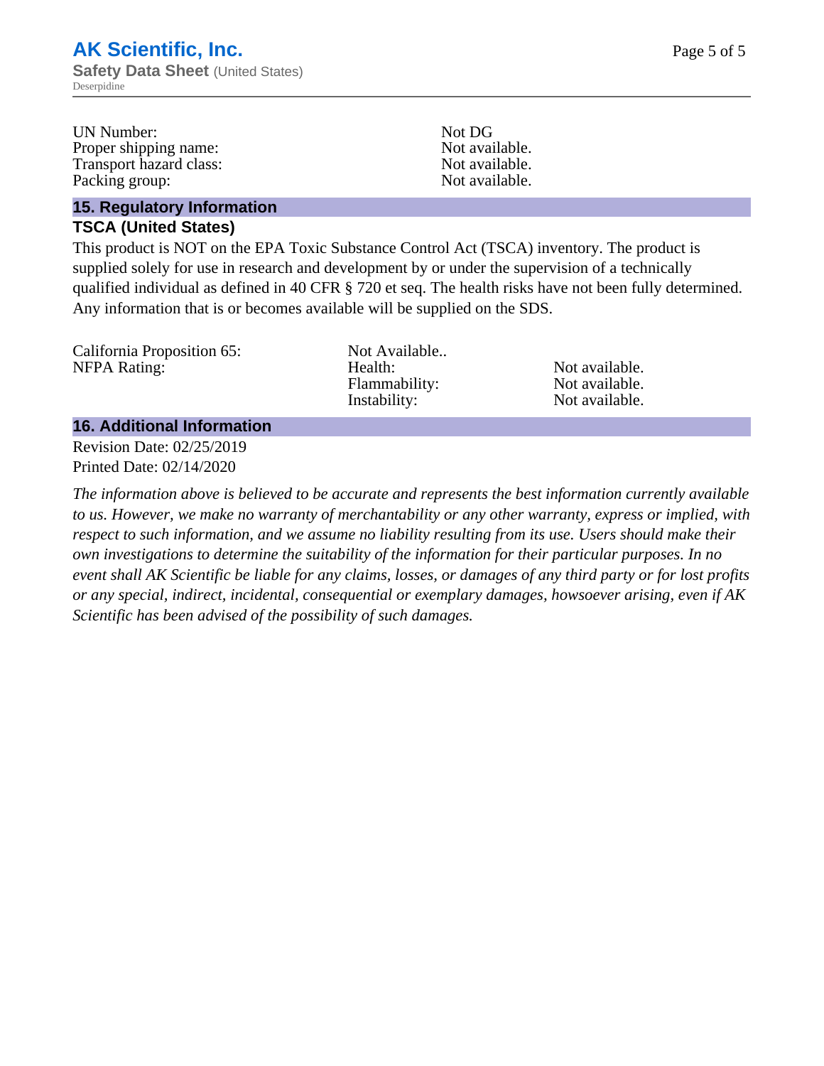| | |
|---|---|
| UN Number: | Not DG |
| Proper shipping name: | Not available. |
| Transport hazard class: | Not available. |
| Packing group: | Not available. |

## 15. Regulatory Information

### TSCA (United States)

This product is NOT on the EPA Toxic Substance Control Act (TSCA) inventory. The product is supplied solely for use in research and development by or under the supervision of a technically qualified individual as defined in 40 CFR § 720 et seq. The health risks have not been fully determined. Any information that is or becomes available will be supplied on the SDS.

| | | |
|---|---|---|
| California Proposition 65: | Not Available.. | |
| NFPA Rating: | Health: | Not available. |
| | Flammability: | Not available. |
| | Instability: | Not available. |

## 16. Additional Information

Revision Date: 02/25/2019
Printed Date: 02/14/2020

*The information above is believed to be accurate and represents the best information currently available to us. However, we make no warranty of merchantability or any other warranty, express or implied, with respect to such information, and we assume no liability resulting from its use. Users should make their own investigations to determine the suitability of the information for their particular purposes. In no event shall AK Scientific be liable for any claims, losses, or damages of any third party or for lost profits or any special, indirect, incidental, consequential or exemplary damages, howsoever arising, even if AK Scientific has been advised of the possibility of such damages.*